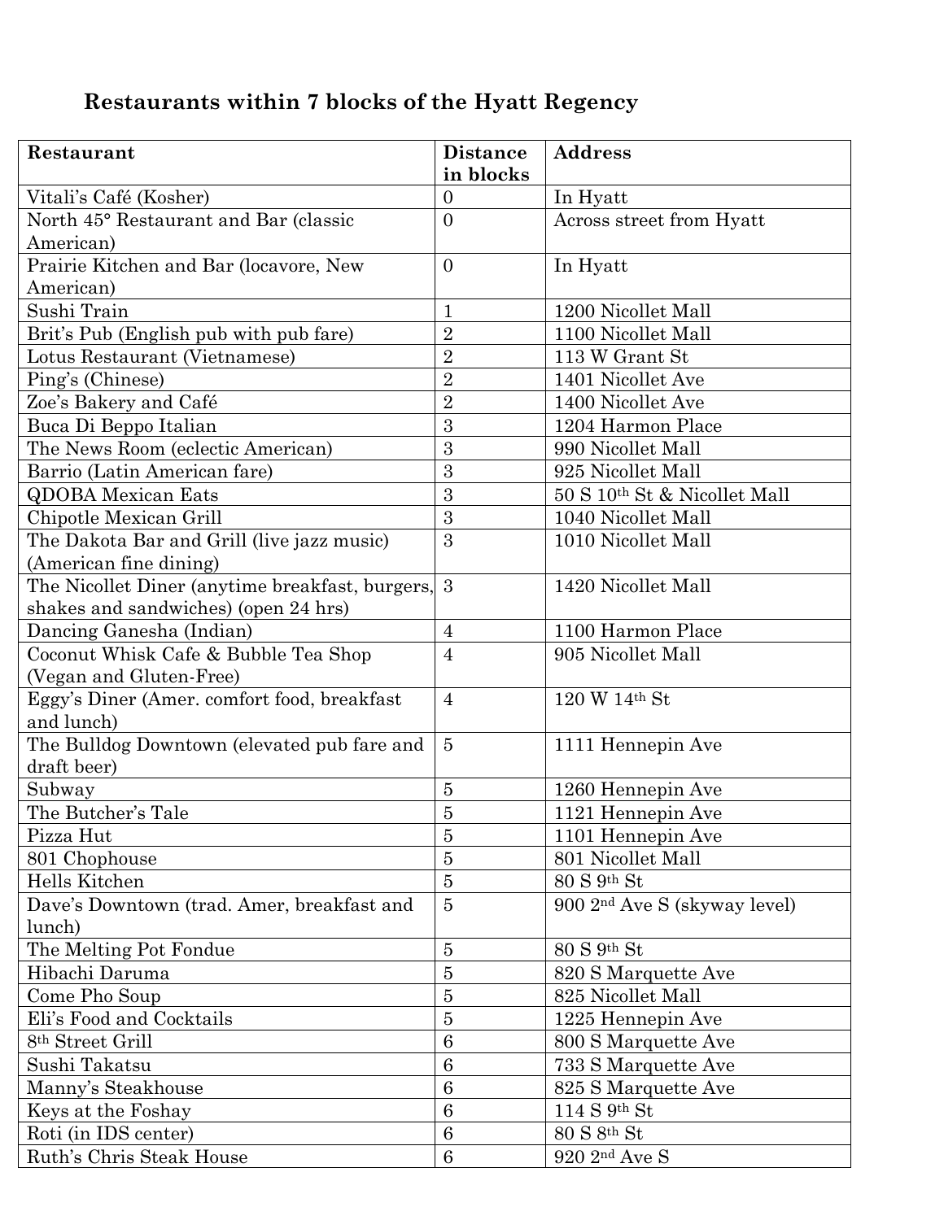## Restaurants within 7 blocks of the Hyatt Regency

| Restaurant | Distance in blocks | Address |
|---|---|---|
| Vitali's Café (Kosher) | 0 | In Hyatt |
| North 45° Restaurant and Bar (classic American) | 0 | Across street from Hyatt |
| Prairie Kitchen and Bar (locavore, New American) | 0 | In Hyatt |
| Sushi Train | 1 | 1200 Nicollet Mall |
| Brit's Pub (English pub with pub fare) | 2 | 1100 Nicollet Mall |
| Lotus Restaurant (Vietnamese) | 2 | 113 W Grant St |
| Ping's (Chinese) | 2 | 1401 Nicollet Ave |
| Zoe's Bakery and Café | 2 | 1400 Nicollet Ave |
| Buca Di Beppo Italian | 3 | 1204 Harmon Place |
| The News Room (eclectic American) | 3 | 990 Nicollet Mall |
| Barrio (Latin American fare) | 3 | 925 Nicollet Mall |
| QDOBA Mexican Eats | 3 | 50 S 10th St & Nicollet Mall |
| Chipotle Mexican Grill | 3 | 1040 Nicollet Mall |
| The Dakota Bar and Grill (live jazz music) (American fine dining) | 3 | 1010 Nicollet Mall |
| The Nicollet Diner (anytime breakfast, burgers, shakes and sandwiches) (open 24 hrs) | 3 | 1420 Nicollet Mall |
| Dancing Ganesha (Indian) | 4 | 1100 Harmon Place |
| Coconut Whisk Cafe & Bubble Tea Shop (Vegan and Gluten-Free) | 4 | 905 Nicollet Mall |
| Eggy's Diner (Amer. comfort food, breakfast and lunch) | 4 | 120 W 14th St |
| The Bulldog Downtown (elevated pub fare and draft beer) | 5 | 1111 Hennepin Ave |
| Subway | 5 | 1260 Hennepin Ave |
| The Butcher's Tale | 5 | 1121 Hennepin Ave |
| Pizza Hut | 5 | 1101 Hennepin Ave |
| 801 Chophouse | 5 | 801 Nicollet Mall |
| Hells Kitchen | 5 | 80 S 9th St |
| Dave's Downtown (trad. Amer, breakfast and lunch) | 5 | 900 2nd Ave S (skyway level) |
| The Melting Pot Fondue | 5 | 80 S 9th St |
| Hibachi Daruma | 5 | 820 S Marquette Ave |
| Come Pho Soup | 5 | 825 Nicollet Mall |
| Eli's Food and Cocktails | 5 | 1225 Hennepin Ave |
| 8th Street Grill | 6 | 800 S Marquette Ave |
| Sushi Takatsu | 6 | 733 S Marquette Ave |
| Manny's Steakhouse | 6 | 825 S Marquette Ave |
| Keys at the Foshay | 6 | 114 S 9th St |
| Roti (in IDS center) | 6 | 80 S 8th St |
| Ruth's Chris Steak House | 6 | 920 2nd Ave S |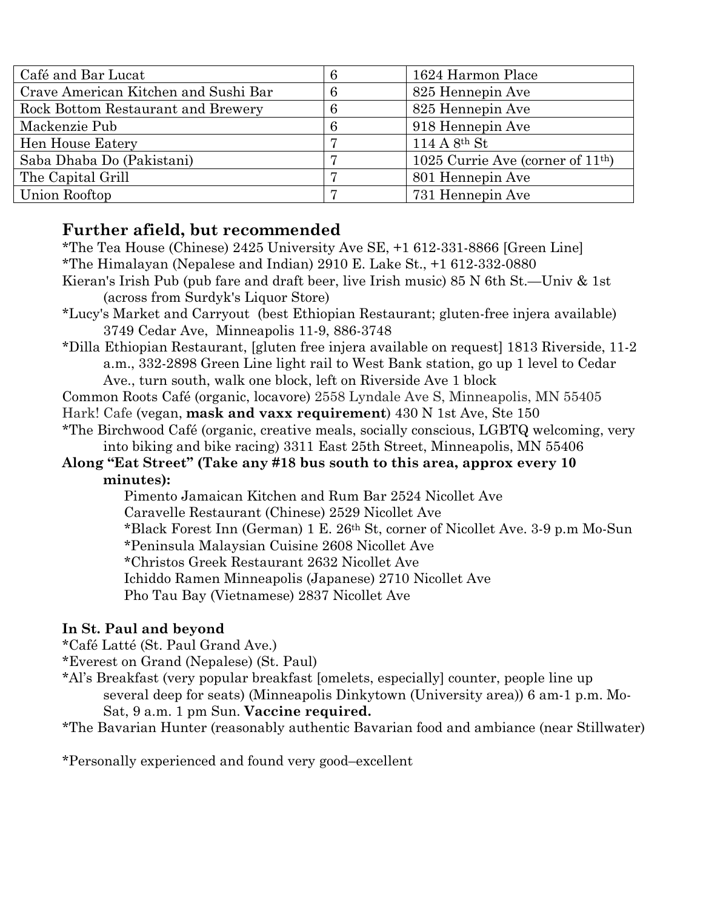| | | |
|---|---|---|
| Café and Bar Lucat | 6 | 1624 Harmon Place |
| Crave American Kitchen and Sushi Bar | 6 | 825 Hennepin Ave |
| Rock Bottom Restaurant and Brewery | 6 | 825 Hennepin Ave |
| Mackenzie Pub | 6 | 918 Hennepin Ave |
| Hen House Eatery | 7 | 114 A 8th St |
| Saba Dhaba Do (Pakistani) | 7 | 1025 Currie Ave (corner of 11th) |
| The Capital Grill | 7 | 801 Hennepin Ave |
| Union Rooftop | 7 | 731 Hennepin Ave |

## Further afield, but recommended

*The Tea House (Chinese) 2425 University Ave SE, +1 612-331-8866 [Green Line]

*The Himalayan (Nepalese and Indian) 2910 E. Lake St., +1 612-332-0880

Kieran's Irish Pub (pub fare and draft beer, live Irish music) 85 N 6th St.—Univ & 1st (across from Surdyk's Liquor Store)

*Lucy's Market and Carryout (best Ethiopian Restaurant; gluten-free injera available) 3749 Cedar Ave, Minneapolis 11-9, 886-3748

*Dilla Ethiopian Restaurant, [gluten free injera available on request] 1813 Riverside, 11-2 a.m., 332-2898 Green Line light rail to West Bank station, go up 1 level to Cedar Ave., turn south, walk one block, left on Riverside Ave 1 block

Common Roots Café (organic, locavore) 2558 Lyndale Ave S, Minneapolis, MN 55405

Hark! Cafe (vegan, **mask and vaxx requirement**) 430 N 1st Ave, Ste 150

*The Birchwood Café (organic, creative meals, socially conscious, LGBTQ welcoming, very into biking and bike racing) 3311 East 25th Street, Minneapolis, MN 55406

**Along "Eat Street" (Take any #18 bus south to this area, approx every 10 minutes):**

- Pimento Jamaican Kitchen and Rum Bar 2524 Nicollet Ave
- Caravelle Restaurant (Chinese) 2529 Nicollet Ave
- *Black Forest Inn (German) 1 E. 26th St, corner of Nicollet Ave. 3-9 p.m Mo-Sun
- *Peninsula Malaysian Cuisine 2608 Nicollet Ave
- *Christos Greek Restaurant 2632 Nicollet Ave
- Ichiddo Ramen Minneapolis (Japanese) 2710 Nicollet Ave
- Pho Tau Bay (Vietnamese) 2837 Nicollet Ave

**In St. Paul and beyond**

*Café Latté (St. Paul Grand Ave.)

*Everest on Grand (Nepalese) (St. Paul)

*Al's Breakfast (very popular breakfast [omelets, especially] counter, people line up several deep for seats) (Minneapolis Dinkytown (University area)) 6 am-1 p.m. Mo-Sat, 9 a.m. 1 pm Sun. **Vaccine required.**

*The Bavarian Hunter (reasonably authentic Bavarian food and ambiance (near Stillwater)

*Personally experienced and found very good–excellent